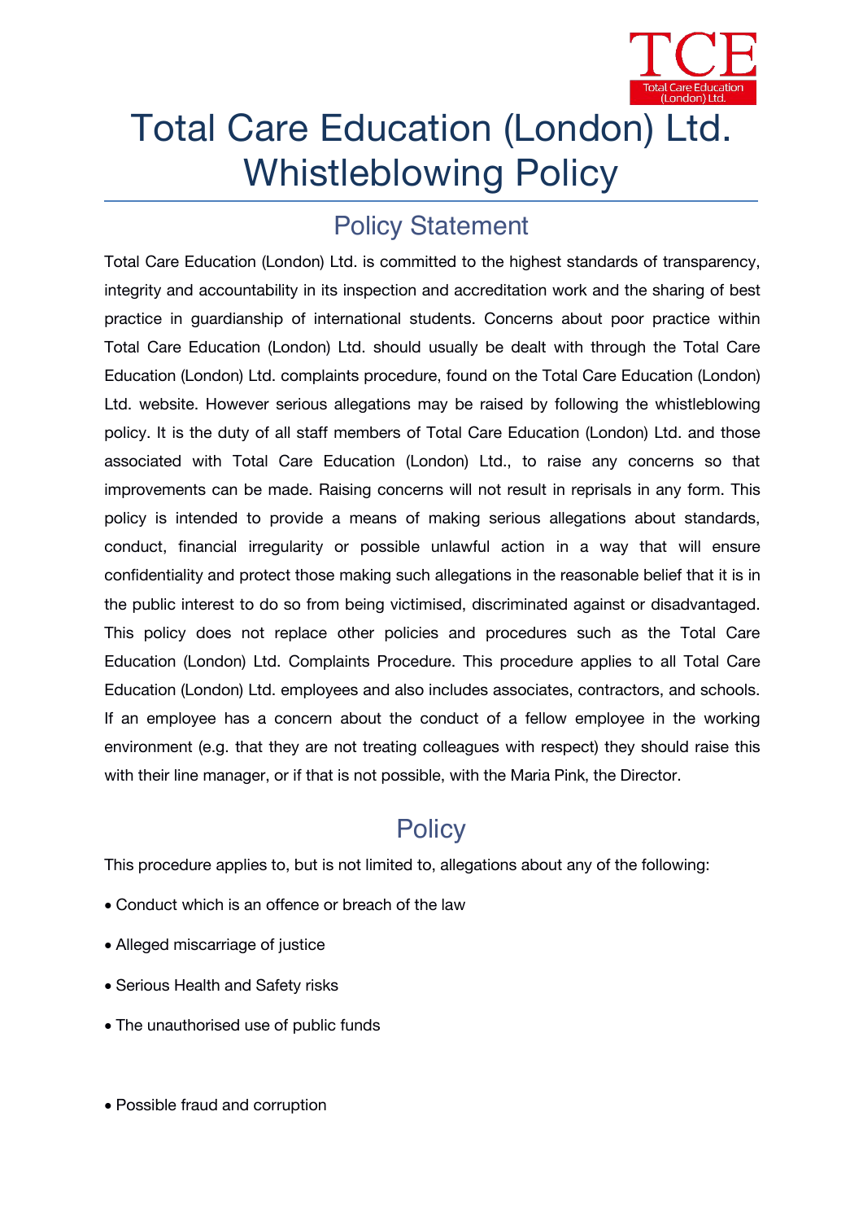# Total Care Education (London) Ltd. Whistleblowing Policy

## Policy Statement

Total Care Education (London) Ltd. is committed to the highest standards of transparency, integrity and accountability in its inspection and accreditation work and the sharing of best practice in guardianship of international students. Concerns about poor practice within Total Care Education (London) Ltd. should usually be dealt with through the Total Care Education (London) Ltd. complaints procedure, found on the Total Care Education (London) Ltd. website. However serious allegations may be raised by following the whistleblowing policy. It is the duty of all staff members of Total Care Education (London) Ltd. and those associated with Total Care Education (London) Ltd., to raise any concerns so that improvements can be made. Raising concerns will not result in reprisals in any form. This policy is intended to provide a means of making serious allegations about standards, conduct, financial irregularity or possible unlawful action in a way that will ensure confidentiality and protect those making such allegations in the reasonable belief that it is in the public interest to do so from being victimised, discriminated against or disadvantaged. This policy does not replace other policies and procedures such as the Total Care Education (London) Ltd. Complaints Procedure. This procedure applies to all Total Care Education (London) Ltd. employees and also includes associates, contractors, and schools. If an employee has a concern about the conduct of a fellow employee in the working environment (e.g. that they are not treating colleagues with respect) they should raise this with their line manager, or if that is not possible, with the Maria Pink, the Director.

## Policy

This procedure applies to, but is not limited to, allegations about any of the following:

- Conduct which is an offence or breach of the law
- Alleged miscarriage of justice
- Serious Health and Safety risks
- The unauthorised use of public funds
- Possible fraud and corruption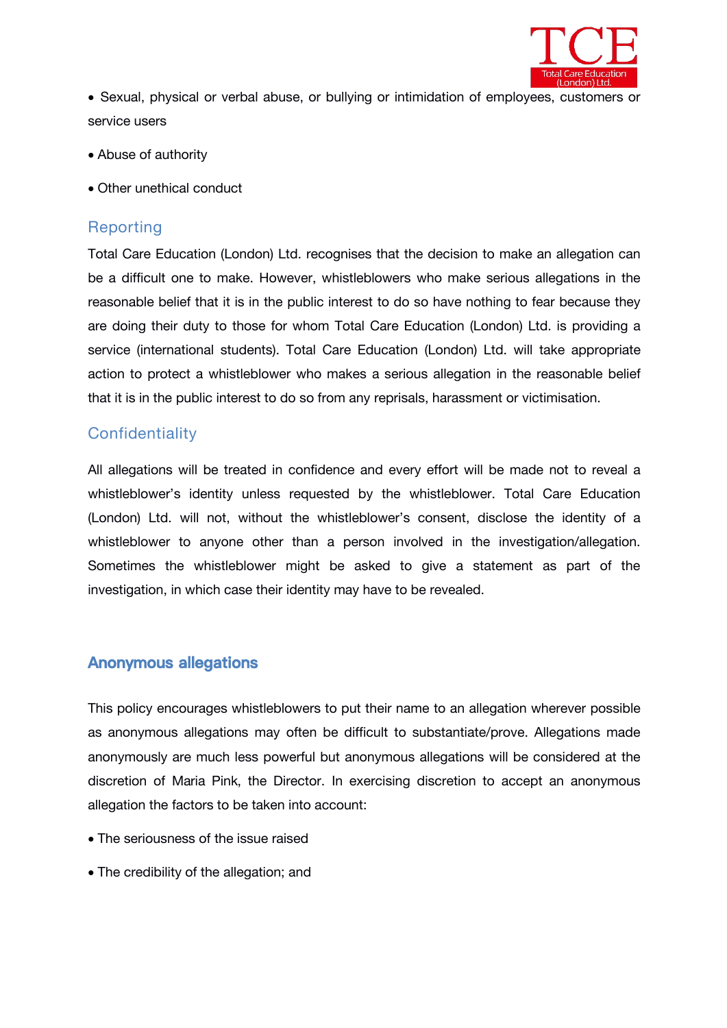- Sexual, physical or verbal abuse, or bullying or intimidation of employees, customers or service users
- Abuse of authority
- Other unethical conduct

## Reporting

Total Care Education (London) Ltd. recognises that the decision to make an allegation can be a difficult one to make. However, whistleblowers who make serious allegations in the reasonable belief that it is in the public interest to do so have nothing to fear because they are doing their duty to those for whom Total Care Education (London) Ltd. is providing a service (international students). Total Care Education (London) Ltd. will take appropriate action to protect a whistleblower who makes a serious allegation in the reasonable belief that it is in the public interest to do so from any reprisals, harassment or victimisation.

## Confidentiality

All allegations will be treated in confidence and every effort will be made not to reveal a whistleblower's identity unless requested by the whistleblower. Total Care Education (London) Ltd. will not, without the whistleblower's consent, disclose the identity of a whistleblower to anyone other than a person involved in the investigation/allegation. Sometimes the whistleblower might be asked to give a statement as part of the investigation, in which case their identity may have to be revealed.

## **Anonymous allegations**

This policy encourages whistleblowers to put their name to an allegation wherever possible as anonymous allegations may often be difficult to substantiate/prove. Allegations made anonymously are much less powerful but anonymous allegations will be considered at the discretion of Maria Pink, the Director. In exercising discretion to accept an anonymous allegation the factors to be taken into account:

- The seriousness of the issue raised
- The credibility of the allegation; and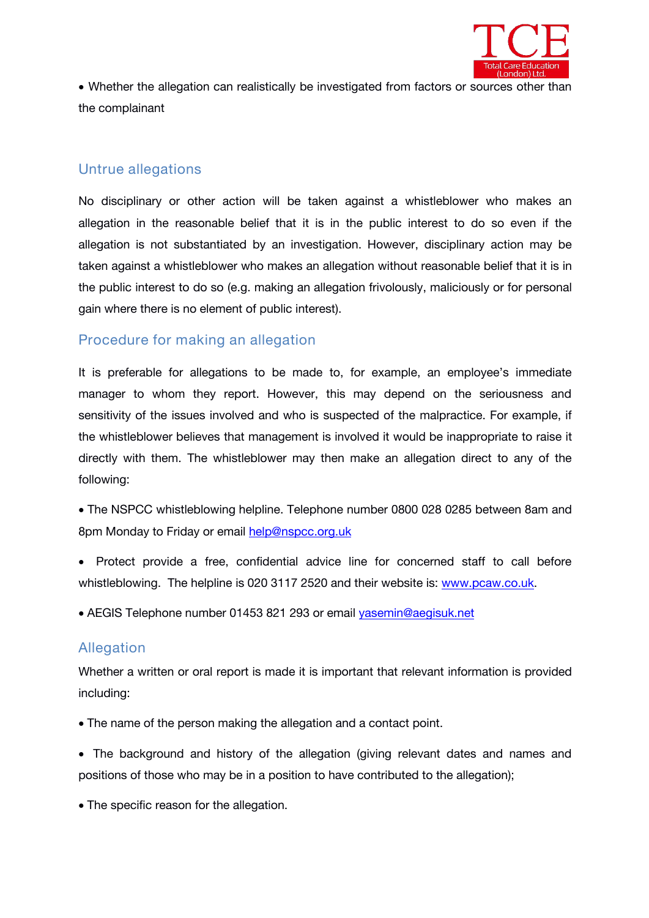- Whether the allegation can realistically be investigated from factors or sources other than the complainant

## Untrue allegations

No disciplinary or other action will be taken against a whistleblower who makes an allegation in the reasonable belief that it is in the public interest to do so even if the allegation is not substantiated by an investigation. However, disciplinary action may be taken against a whistleblower who makes an allegation without reasonable belief that it is in the public interest to do so (e.g. making an allegation frivolously, maliciously or for personal gain where there is no element of public interest).

## Procedure for making an allegation

It is preferable for allegations to be made to, for example, an employee's immediate manager to whom they report. However, this may depend on the seriousness and sensitivity of the issues involved and who is suspected of the malpractice. For example, if the whistleblower believes that management is involved it would be inappropriate to raise it directly with them. The whistleblower may then make an allegation direct to any of the following:

- The NSPCC whistleblowing helpline. Telephone number 0800 028 0285 between 8am and 8pm Monday to Friday or email help@nspcc.org.uk
- Protect provide a free, confidential advice line for concerned staff to call before whistleblowing. The helpline is 020 3117 2520 and their website is: www.pcaw.co.uk.
- AEGIS Telephone number 01453 821 293 or email yasemin@aegisuk.net

## Allegation

Whether a written or oral report is made it is important that relevant information is provided including:

- The name of the person making the allegation and a contact point.
- The background and history of the allegation (giving relevant dates and names and positions of those who may be in a position to have contributed to the allegation);
- The specific reason for the allegation.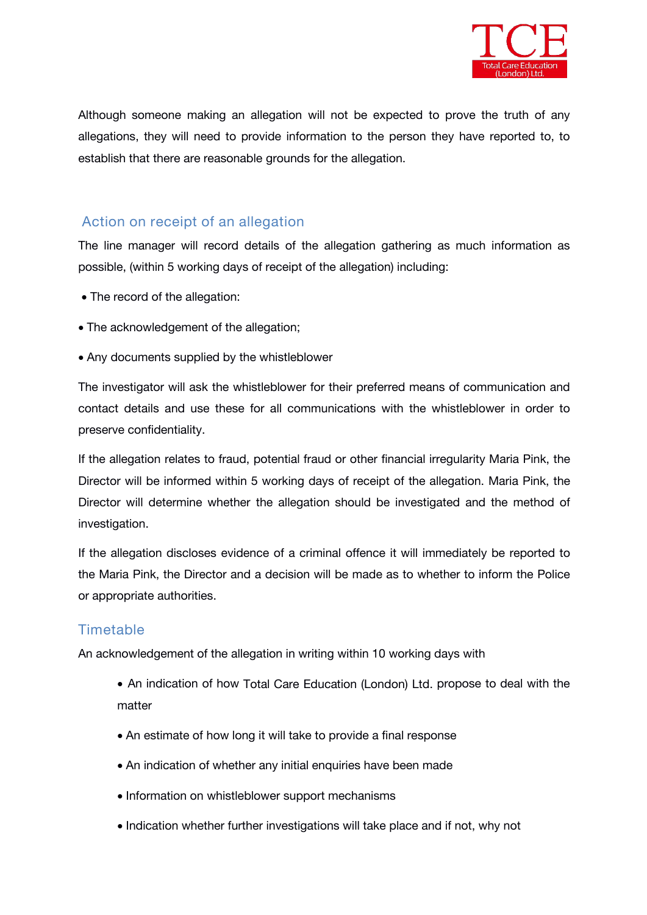Although someone making an allegation will not be expected to prove the truth of any allegations, they will need to provide information to the person they have reported to, to establish that there are reasonable grounds for the allegation.

## Action on receipt of an allegation

The line manager will record details of the allegation gathering as much information as possible, (within 5 working days of receipt of the allegation) including:

- The record of the allegation:
- The acknowledgement of the allegation;
- Any documents supplied by the whistleblower

The investigator will ask the whistleblower for their preferred means of communication and contact details and use these for all communications with the whistleblower in order to preserve confidentiality.

If the allegation relates to fraud, potential fraud or other financial irregularity Maria Pink, the Director will be informed within 5 working days of receipt of the allegation. Maria Pink, the Director will determine whether the allegation should be investigated and the method of investigation.

If the allegation discloses evidence of a criminal offence it will immediately be reported to the Maria Pink, the Director and a decision will be made as to whether to inform the Police or appropriate authorities.

## Timetable

An acknowledgement of the allegation in writing within 10 working days with

- An indication of how Total Care Education (London) Ltd. propose to deal with the matter
- An estimate of how long it will take to provide a final response
- An indication of whether any initial enquiries have been made
- Information on whistleblower support mechanisms
- Indication whether further investigations will take place and if not, why not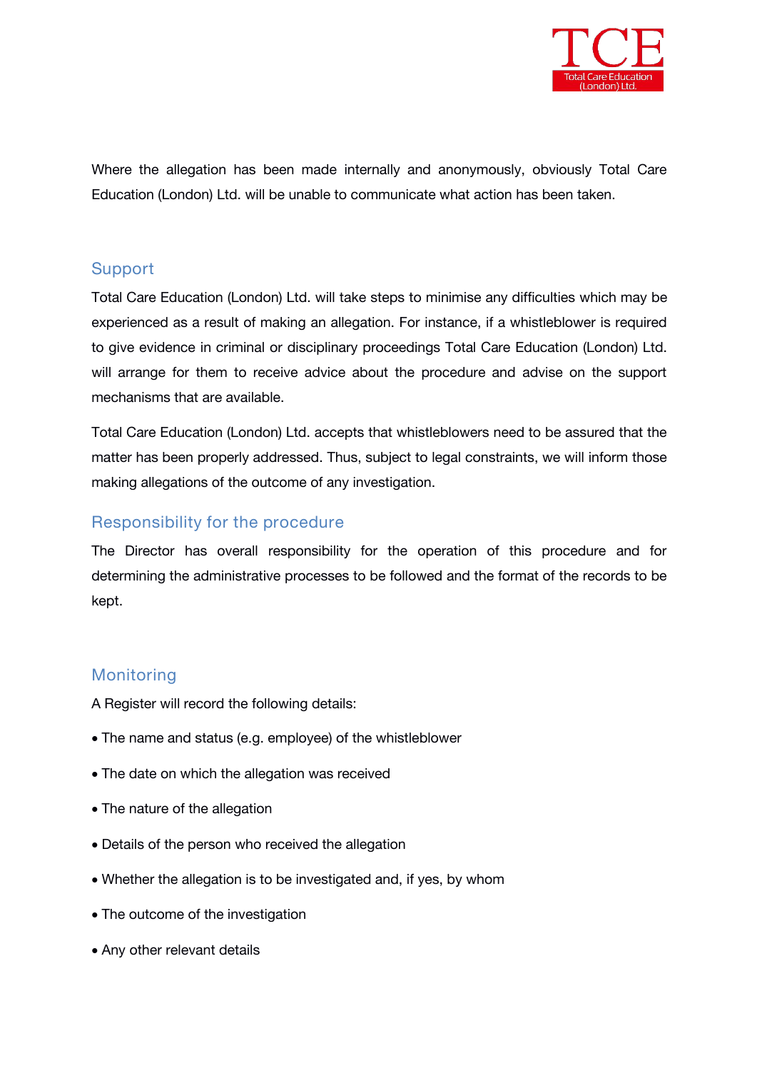Where the allegation has been made internally and anonymously, obviously Total Care Education (London) Ltd. will be unable to communicate what action has been taken.

## Support

Total Care Education (London) Ltd. will take steps to minimise any difficulties which may be experienced as a result of making an allegation. For instance, if a whistleblower is required to give evidence in criminal or disciplinary proceedings Total Care Education (London) Ltd. will arrange for them to receive advice about the procedure and advise on the support mechanisms that are available.

Total Care Education (London) Ltd. accepts that whistleblowers need to be assured that the matter has been properly addressed. Thus, subject to legal constraints, we will inform those making allegations of the outcome of any investigation.

## Responsibility for the procedure

The Director has overall responsibility for the operation of this procedure and for determining the administrative processes to be followed and the format of the records to be kept.

## Monitoring

A Register will record the following details:

- The name and status (e.g. employee) of the whistleblower
- The date on which the allegation was received
- The nature of the allegation
- Details of the person who received the allegation
- Whether the allegation is to be investigated and, if yes, by whom
- The outcome of the investigation
- Any other relevant details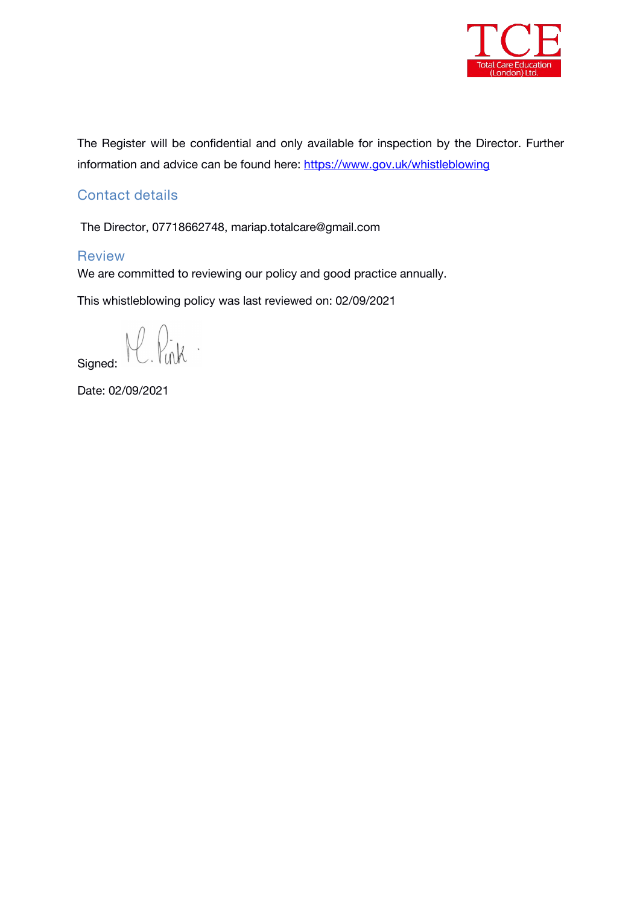The Register will be confidential and only available for inspection by the Director. Further information and advice can be found here: [https://www.gov.uk/whistleblowing](https://www.gov.uk/whistleblowing)

## Contact details

The Director, 07718662748, mariap.totalcare@gmail.com

## Review

We are committed to reviewing our policy and good practice annually.

This whistleblowing policy was last reviewed on: 02/09/2021

Signed: M. Pink

Date: 02/09/2021